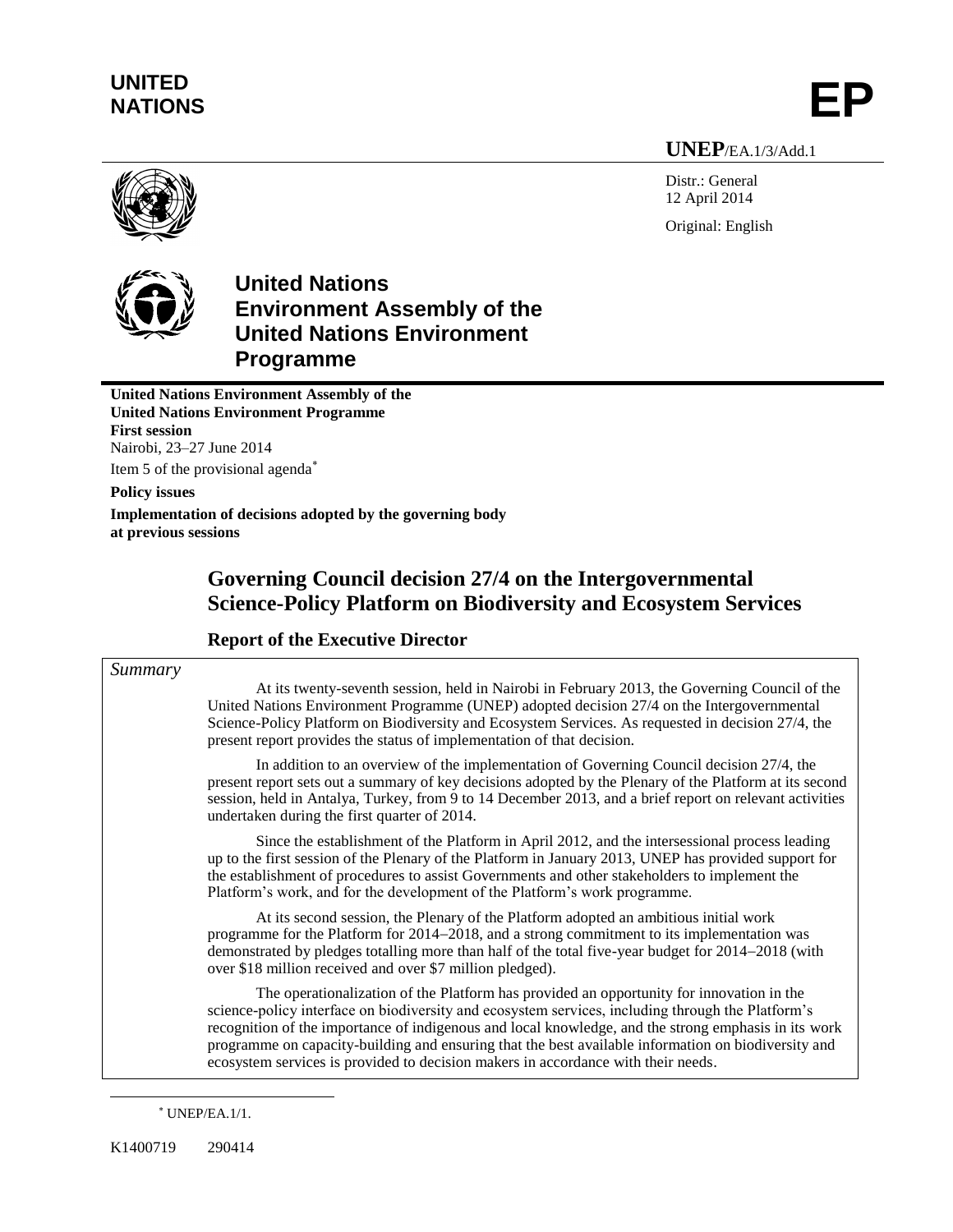**UNITED NATIONS**

**EP**

**UNEP**/EA.1/3/Add.1

Distr.: General
12 April 2014

Original: English

# United Nations Environment Assembly of the United Nations Environment Programme

**United Nations Environment Assembly of the United Nations Environment Programme**
**First session**
Nairobi, 23–27 June 2014
Item 5 of the provisional agenda*

**Policy issues**

**Implementation of decisions adopted by the governing body at previous sessions**

## Governing Council decision 27/4 on the Intergovernmental Science-Policy Platform on Biodiversity and Ecosystem Services

### Report of the Executive Director

*Summary*

At its twenty-seventh session, held in Nairobi in February 2013, the Governing Council of the United Nations Environment Programme (UNEP) adopted decision 27/4 on the Intergovernmental Science-Policy Platform on Biodiversity and Ecosystem Services. As requested in decision 27/4, the present report provides the status of implementation of that decision.

In addition to an overview of the implementation of Governing Council decision 27/4, the present report sets out a summary of key decisions adopted by the Plenary of the Platform at its second session, held in Antalya, Turkey, from 9 to 14 December 2013, and a brief report on relevant activities undertaken during the first quarter of 2014.

Since the establishment of the Platform in April 2012, and the intersessional process leading up to the first session of the Plenary of the Platform in January 2013, UNEP has provided support for the establishment of procedures to assist Governments and other stakeholders to implement the Platform's work, and for the development of the Platform's work programme.

At its second session, the Plenary of the Platform adopted an ambitious initial work programme for the Platform for 2014–2018, and a strong commitment to its implementation was demonstrated by pledges totalling more than half of the total five-year budget for 2014–2018 (with over $18 million received and over $7 million pledged).

The operationalization of the Platform has provided an opportunity for innovation in the science-policy interface on biodiversity and ecosystem services, including through the Platform's recognition of the importance of indigenous and local knowledge, and the strong emphasis in its work programme on capacity-building and ensuring that the best available information on biodiversity and ecosystem services is provided to decision makers in accordance with their needs.

* UNEP/EA.1/1.

K1400719 290414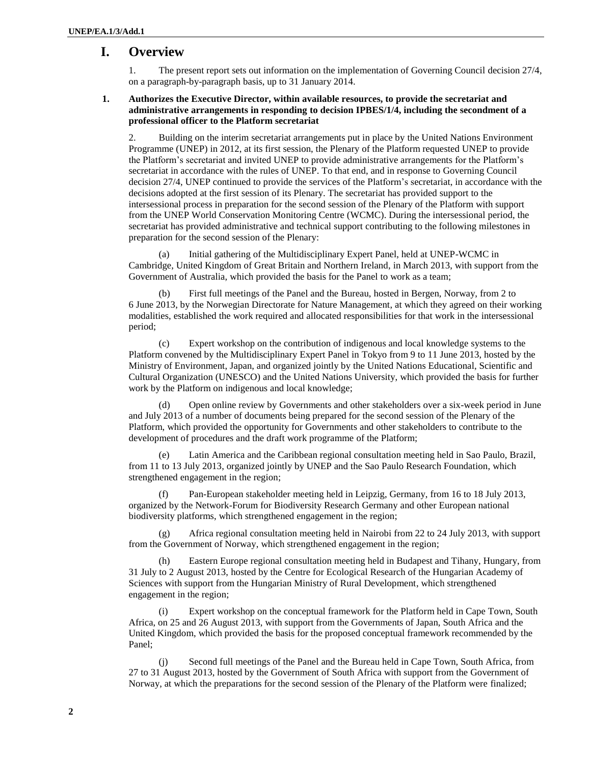# I. Overview

1. The present report sets out information on the implementation of Governing Council decision 27/4, on a paragraph-by-paragraph basis, up to 31 January 2014.

**1. Authorizes the Executive Director, within available resources, to provide the secretariat and administrative arrangements in responding to decision IPBES/1/4, including the secondment of a professional officer to the Platform secretariat**

2. Building on the interim secretariat arrangements put in place by the United Nations Environment Programme (UNEP) in 2012, at its first session, the Plenary of the Platform requested UNEP to provide the Platform's secretariat and invited UNEP to provide administrative arrangements for the Platform's secretariat in accordance with the rules of UNEP. To that end, and in response to Governing Council decision 27/4, UNEP continued to provide the services of the Platform's secretariat, in accordance with the decisions adopted at the first session of its Plenary. The secretariat has provided support to the intersessional process in preparation for the second session of the Plenary of the Platform with support from the UNEP World Conservation Monitoring Centre (WCMC). During the intersessional period, the secretariat has provided administrative and technical support contributing to the following milestones in preparation for the second session of the Plenary:

(a) Initial gathering of the Multidisciplinary Expert Panel, held at UNEP-WCMC in Cambridge, United Kingdom of Great Britain and Northern Ireland, in March 2013, with support from the Government of Australia, which provided the basis for the Panel to work as a team;

(b) First full meetings of the Panel and the Bureau, hosted in Bergen, Norway, from 2 to 6 June 2013, by the Norwegian Directorate for Nature Management, at which they agreed on their working modalities, established the work required and allocated responsibilities for that work in the intersessional period;

(c) Expert workshop on the contribution of indigenous and local knowledge systems to the Platform convened by the Multidisciplinary Expert Panel in Tokyo from 9 to 11 June 2013, hosted by the Ministry of Environment, Japan, and organized jointly by the United Nations Educational, Scientific and Cultural Organization (UNESCO) and the United Nations University, which provided the basis for further work by the Platform on indigenous and local knowledge;

(d) Open online review by Governments and other stakeholders over a six-week period in June and July 2013 of a number of documents being prepared for the second session of the Plenary of the Platform, which provided the opportunity for Governments and other stakeholders to contribute to the development of procedures and the draft work programme of the Platform;

(e) Latin America and the Caribbean regional consultation meeting held in Sao Paulo, Brazil, from 11 to 13 July 2013, organized jointly by UNEP and the Sao Paulo Research Foundation, which strengthened engagement in the region;

(f) Pan-European stakeholder meeting held in Leipzig, Germany, from 16 to 18 July 2013, organized by the Network-Forum for Biodiversity Research Germany and other European national biodiversity platforms, which strengthened engagement in the region;

(g) Africa regional consultation meeting held in Nairobi from 22 to 24 July 2013, with support from the Government of Norway, which strengthened engagement in the region;

(h) Eastern Europe regional consultation meeting held in Budapest and Tihany, Hungary, from 31 July to 2 August 2013, hosted by the Centre for Ecological Research of the Hungarian Academy of Sciences with support from the Hungarian Ministry of Rural Development, which strengthened engagement in the region;

(i) Expert workshop on the conceptual framework for the Platform held in Cape Town, South Africa, on 25 and 26 August 2013, with support from the Governments of Japan, South Africa and the United Kingdom, which provided the basis for the proposed conceptual framework recommended by the Panel;

(j) Second full meetings of the Panel and the Bureau held in Cape Town, South Africa, from 27 to 31 August 2013, hosted by the Government of South Africa with support from the Government of Norway, at which the preparations for the second session of the Plenary of the Platform were finalized;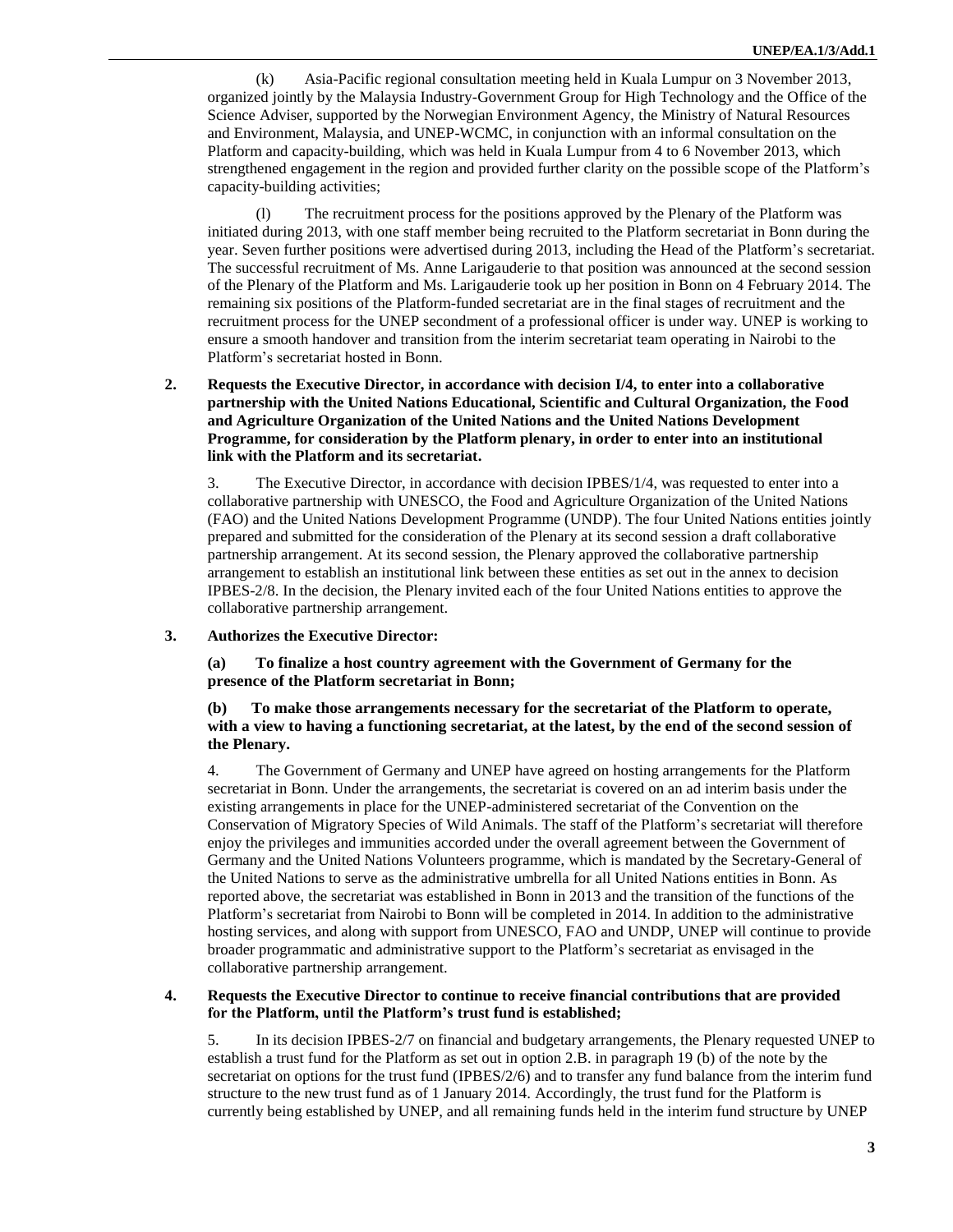(k) Asia-Pacific regional consultation meeting held in Kuala Lumpur on 3 November 2013, organized jointly by the Malaysia Industry-Government Group for High Technology and the Office of the Science Adviser, supported by the Norwegian Environment Agency, the Ministry of Natural Resources and Environment, Malaysia, and UNEP-WCMC, in conjunction with an informal consultation on the Platform and capacity-building, which was held in Kuala Lumpur from 4 to 6 November 2013, which strengthened engagement in the region and provided further clarity on the possible scope of the Platform's capacity-building activities;

(l) The recruitment process for the positions approved by the Plenary of the Platform was initiated during 2013, with one staff member being recruited to the Platform secretariat in Bonn during the year. Seven further positions were advertised during 2013, including the Head of the Platform's secretariat. The successful recruitment of Ms. Anne Larigauderie to that position was announced at the second session of the Plenary of the Platform and Ms. Larigauderie took up her position in Bonn on 4 February 2014. The remaining six positions of the Platform-funded secretariat are in the final stages of recruitment and the recruitment process for the UNEP secondment of a professional officer is under way. UNEP is working to ensure a smooth handover and transition from the interim secretariat team operating in Nairobi to the Platform's secretariat hosted in Bonn.

**2. Requests the Executive Director, in accordance with decision I/4, to enter into a collaborative partnership with the United Nations Educational, Scientific and Cultural Organization, the Food and Agriculture Organization of the United Nations and the United Nations Development Programme, for consideration by the Platform plenary, in order to enter into an institutional link with the Platform and its secretariat.**

3. The Executive Director, in accordance with decision IPBES/1/4, was requested to enter into a collaborative partnership with UNESCO, the Food and Agriculture Organization of the United Nations (FAO) and the United Nations Development Programme (UNDP). The four United Nations entities jointly prepared and submitted for the consideration of the Plenary at its second session a draft collaborative partnership arrangement. At its second session, the Plenary approved the collaborative partnership arrangement to establish an institutional link between these entities as set out in the annex to decision IPBES-2/8. In the decision, the Plenary invited each of the four United Nations entities to approve the collaborative partnership arrangement.

**3. Authorizes the Executive Director:**

**(a) To finalize a host country agreement with the Government of Germany for the presence of the Platform secretariat in Bonn;**

**(b) To make those arrangements necessary for the secretariat of the Platform to operate, with a view to having a functioning secretariat, at the latest, by the end of the second session of the Plenary.**

4. The Government of Germany and UNEP have agreed on hosting arrangements for the Platform secretariat in Bonn. Under the arrangements, the secretariat is covered on an ad interim basis under the existing arrangements in place for the UNEP-administered secretariat of the Convention on the Conservation of Migratory Species of Wild Animals. The staff of the Platform's secretariat will therefore enjoy the privileges and immunities accorded under the overall agreement between the Government of Germany and the United Nations Volunteers programme, which is mandated by the Secretary-General of the United Nations to serve as the administrative umbrella for all United Nations entities in Bonn. As reported above, the secretariat was established in Bonn in 2013 and the transition of the functions of the Platform's secretariat from Nairobi to Bonn will be completed in 2014. In addition to the administrative hosting services, and along with support from UNESCO, FAO and UNDP, UNEP will continue to provide broader programmatic and administrative support to the Platform's secretariat as envisaged in the collaborative partnership arrangement.

**4. Requests the Executive Director to continue to receive financial contributions that are provided for the Platform, until the Platform's trust fund is established;**

5. In its decision IPBES-2/7 on financial and budgetary arrangements, the Plenary requested UNEP to establish a trust fund for the Platform as set out in option 2.B. in paragraph 19 (b) of the note by the secretariat on options for the trust fund (IPBES/2/6) and to transfer any fund balance from the interim fund structure to the new trust fund as of 1 January 2014. Accordingly, the trust fund for the Platform is currently being established by UNEP, and all remaining funds held in the interim fund structure by UNEP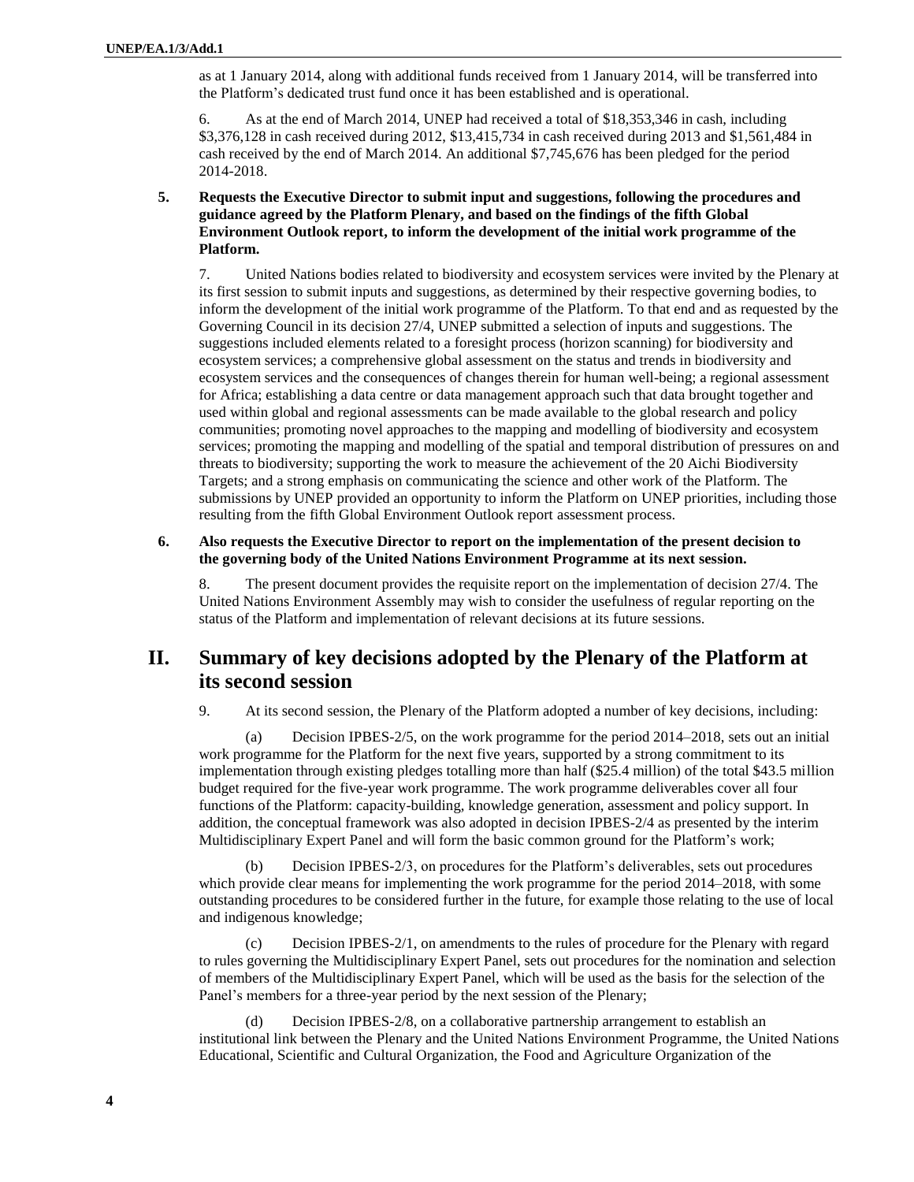as at 1 January 2014, along with additional funds received from 1 January 2014, will be transferred into the Platform's dedicated trust fund once it has been established and is operational.

6. As at the end of March 2014, UNEP had received a total of $18,353,346 in cash, including $3,376,128 in cash received during 2012, $13,415,734 in cash received during 2013 and $1,561,484 in cash received by the end of March 2014. An additional $7,745,676 has been pledged for the period 2014-2018.

**5. Requests the Executive Director to submit input and suggestions, following the procedures and guidance agreed by the Platform Plenary, and based on the findings of the fifth Global Environment Outlook report, to inform the development of the initial work programme of the Platform.**

7. United Nations bodies related to biodiversity and ecosystem services were invited by the Plenary at its first session to submit inputs and suggestions, as determined by their respective governing bodies, to inform the development of the initial work programme of the Platform. To that end and as requested by the Governing Council in its decision 27/4, UNEP submitted a selection of inputs and suggestions. The suggestions included elements related to a foresight process (horizon scanning) for biodiversity and ecosystem services; a comprehensive global assessment on the status and trends in biodiversity and ecosystem services and the consequences of changes therein for human well-being; a regional assessment for Africa; establishing a data centre or data management approach such that data brought together and used within global and regional assessments can be made available to the global research and policy communities; promoting novel approaches to the mapping and modelling of biodiversity and ecosystem services; promoting the mapping and modelling of the spatial and temporal distribution of pressures on and threats to biodiversity; supporting the work to measure the achievement of the 20 Aichi Biodiversity Targets; and a strong emphasis on communicating the science and other work of the Platform. The submissions by UNEP provided an opportunity to inform the Platform on UNEP priorities, including those resulting from the fifth Global Environment Outlook report assessment process.

**6. Also requests the Executive Director to report on the implementation of the present decision to the governing body of the United Nations Environment Programme at its next session.**

8. The present document provides the requisite report on the implementation of decision 27/4. The United Nations Environment Assembly may wish to consider the usefulness of regular reporting on the status of the Platform and implementation of relevant decisions at its future sessions.

## II. Summary of key decisions adopted by the Plenary of the Platform at its second session

9. At its second session, the Plenary of the Platform adopted a number of key decisions, including:

(a) Decision IPBES-2/5, on the work programme for the period 2014–2018, sets out an initial work programme for the Platform for the next five years, supported by a strong commitment to its implementation through existing pledges totalling more than half ($25.4 million) of the total $43.5 million budget required for the five-year work programme. The work programme deliverables cover all four functions of the Platform: capacity-building, knowledge generation, assessment and policy support. In addition, the conceptual framework was also adopted in decision IPBES-2/4 as presented by the interim Multidisciplinary Expert Panel and will form the basic common ground for the Platform's work;

(b) Decision IPBES-2/3, on procedures for the Platform's deliverables, sets out procedures which provide clear means for implementing the work programme for the period 2014–2018, with some outstanding procedures to be considered further in the future, for example those relating to the use of local and indigenous knowledge;

(c) Decision IPBES-2/1, on amendments to the rules of procedure for the Plenary with regard to rules governing the Multidisciplinary Expert Panel, sets out procedures for the nomination and selection of members of the Multidisciplinary Expert Panel, which will be used as the basis for the selection of the Panel's members for a three-year period by the next session of the Plenary;

(d) Decision IPBES-2/8, on a collaborative partnership arrangement to establish an institutional link between the Plenary and the United Nations Environment Programme, the United Nations Educational, Scientific and Cultural Organization, the Food and Agriculture Organization of the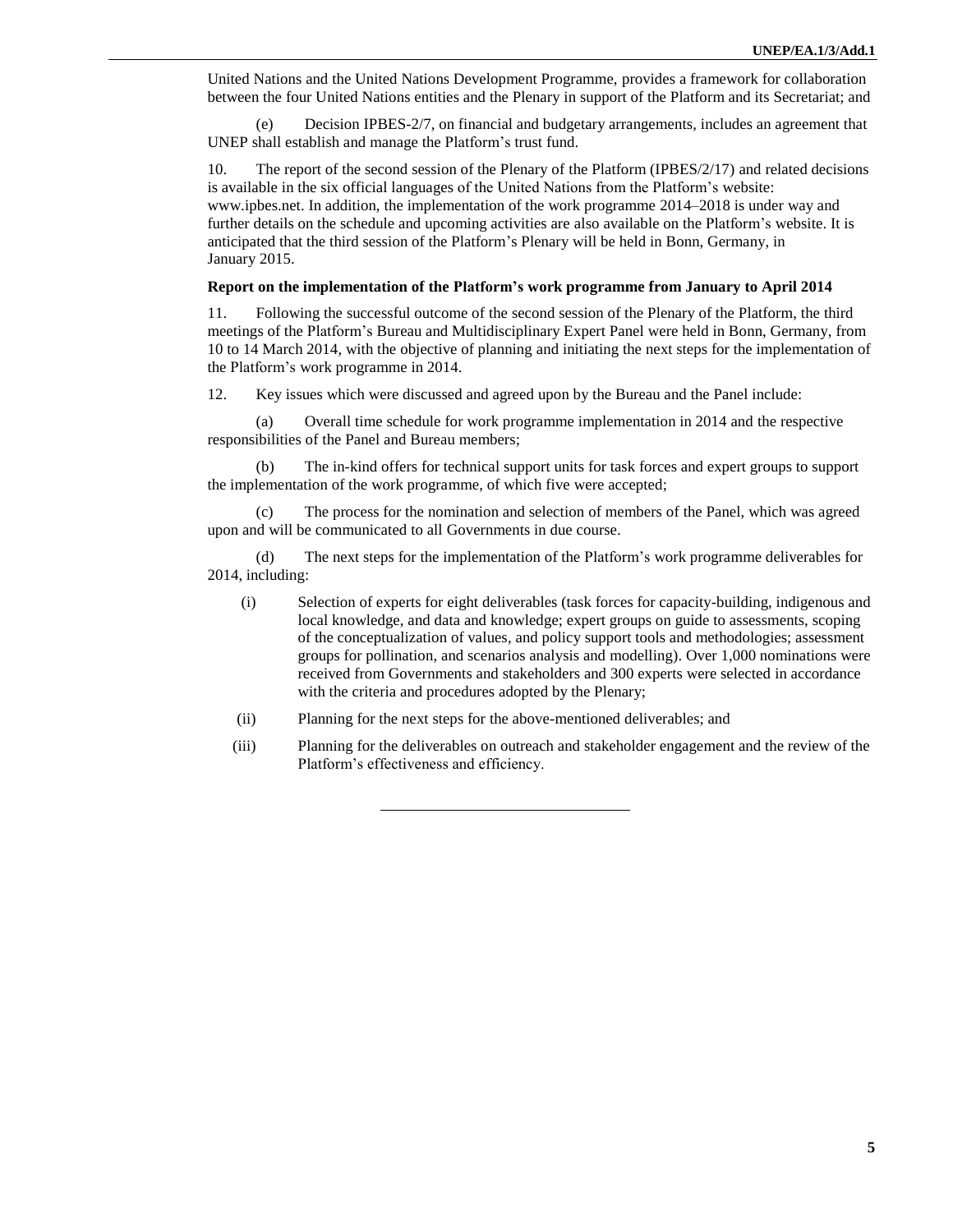United Nations and the United Nations Development Programme, provides a framework for collaboration between the four United Nations entities and the Plenary in support of the Platform and its Secretariat; and

(e) Decision IPBES-2/7, on financial and budgetary arrangements, includes an agreement that UNEP shall establish and manage the Platform's trust fund.

10. The report of the second session of the Plenary of the Platform (IPBES/2/17) and related decisions is available in the six official languages of the United Nations from the Platform's website: www.ipbes.net. In addition, the implementation of the work programme 2014–2018 is under way and further details on the schedule and upcoming activities are also available on the Platform's website. It is anticipated that the third session of the Platform's Plenary will be held in Bonn, Germany, in January 2015.

**Report on the implementation of the Platform's work programme from January to April 2014**

11. Following the successful outcome of the second session of the Plenary of the Platform, the third meetings of the Platform's Bureau and Multidisciplinary Expert Panel were held in Bonn, Germany, from 10 to 14 March 2014, with the objective of planning and initiating the next steps for the implementation of the Platform's work programme in 2014.

12. Key issues which were discussed and agreed upon by the Bureau and the Panel include:

(a) Overall time schedule for work programme implementation in 2014 and the respective responsibilities of the Panel and Bureau members;

(b) The in-kind offers for technical support units for task forces and expert groups to support the implementation of the work programme, of which five were accepted;

(c) The process for the nomination and selection of members of the Panel, which was agreed upon and will be communicated to all Governments in due course.

(d) The next steps for the implementation of the Platform's work programme deliverables for 2014, including:

(i) Selection of experts for eight deliverables (task forces for capacity-building, indigenous and local knowledge, and data and knowledge; expert groups on guide to assessments, scoping of the conceptualization of values, and policy support tools and methodologies; assessment groups for pollination, and scenarios analysis and modelling). Over 1,000 nominations were received from Governments and stakeholders and 300 experts were selected in accordance with the criteria and procedures adopted by the Plenary;

(ii) Planning for the next steps for the above-mentioned deliverables; and

(iii) Planning for the deliverables on outreach and stakeholder engagement and the review of the Platform's effectiveness and efficiency.